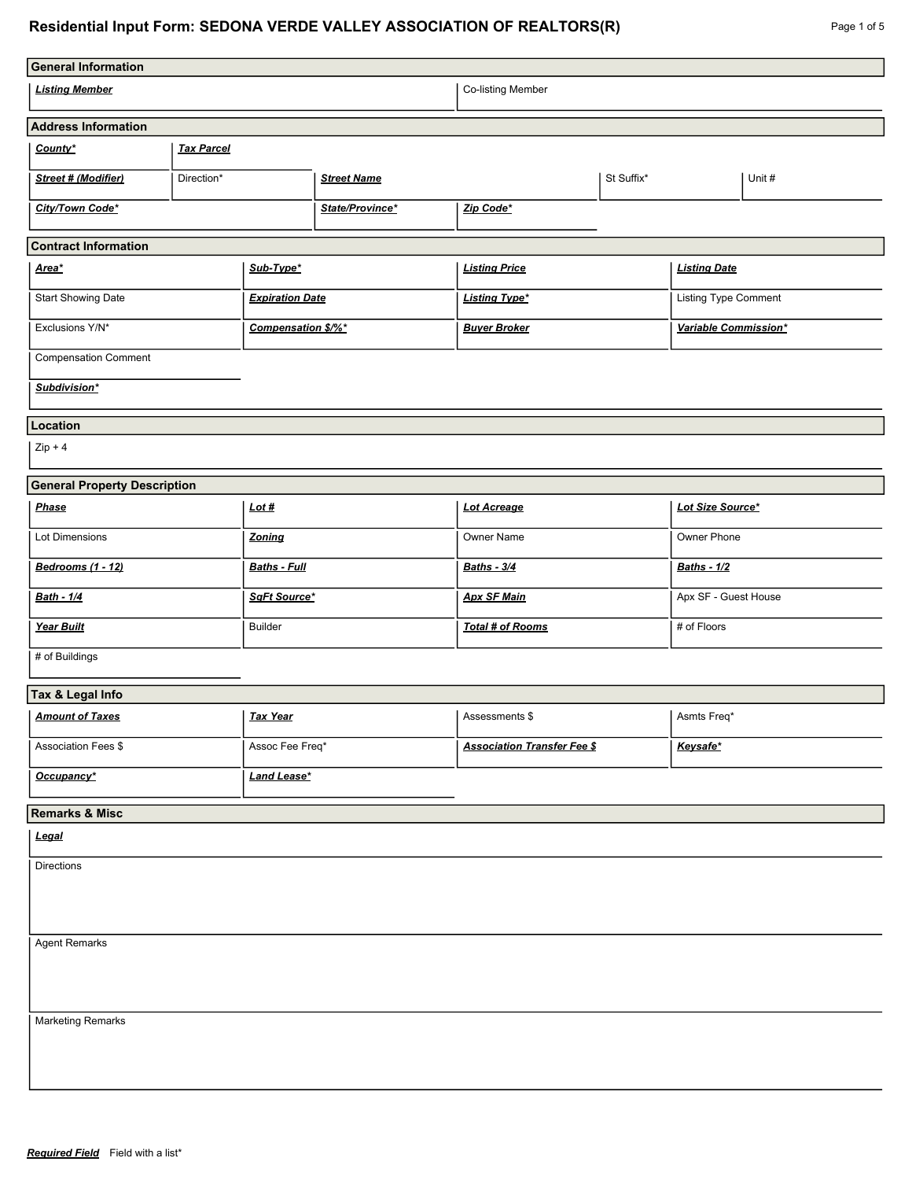# Residential Input Form: SEDONA VERDE VALLEY ASSOCIATION OF REALTORS(R)

## General Information

| ***Listing Member*** | Co-listing Member |
|---|---|
| | |

## Address Information

| ***County**** | ***Tax Parcel*** | | | |
|---|---|---|---|---|
| ***Street # (Modifier)*** | Direction* | ***Street Name*** | St Suffix* | Unit # |
| ***City/Town Code**** | | ***State/Province**** | ***Zip Code**** | |

## Contract Information

| ***Area**** | ***Sub-Type**** | ***Listing Price*** | ***Listing Date*** |
|---|---|---|---|
| Start Showing Date | ***Expiration Date*** | ***Listing Type**** | Listing Type Comment |
| Exclusions Y/N* | ***Compensation $/%**** | ***Buyer Broker*** | ***Variable Commission**** |
| Compensation Comment | | | |
| ***Subdivision**** | | | |

## Location

Zip + 4

## General Property Description

| ***Phase*** | ***Lot #*** | ***Lot Acreage*** | ***Lot Size Source**** |
|---|---|---|---|
| Lot Dimensions | ***Zoning*** | Owner Name | Owner Phone |
| ***Bedrooms (1 - 12)*** | ***Baths - Full*** | ***Baths - 3/4*** | ***Baths - 1/2*** |
| ***Bath - 1/4*** | ***SqFt Source**** | ***Apx SF Main*** | Apx SF - Guest House |
| ***Year Built*** | Builder | ***Total # of Rooms*** | # of Floors |
| # of Buildings | | | |

## Tax & Legal Info

| ***Amount of Taxes*** | ***Tax Year*** | Assessments $ | Asmts Freq* |
|---|---|---|---|
| Association Fees $ | Assoc Fee Freq* | ***Association Transfer Fee $*** | ***Keysafe**** |
| ***Occupancy**** | ***Land Lease**** | | |

## Remarks & Misc

***Legal***

Directions

Agent Remarks

Marketing Remarks

***Required Field*** Field with a list*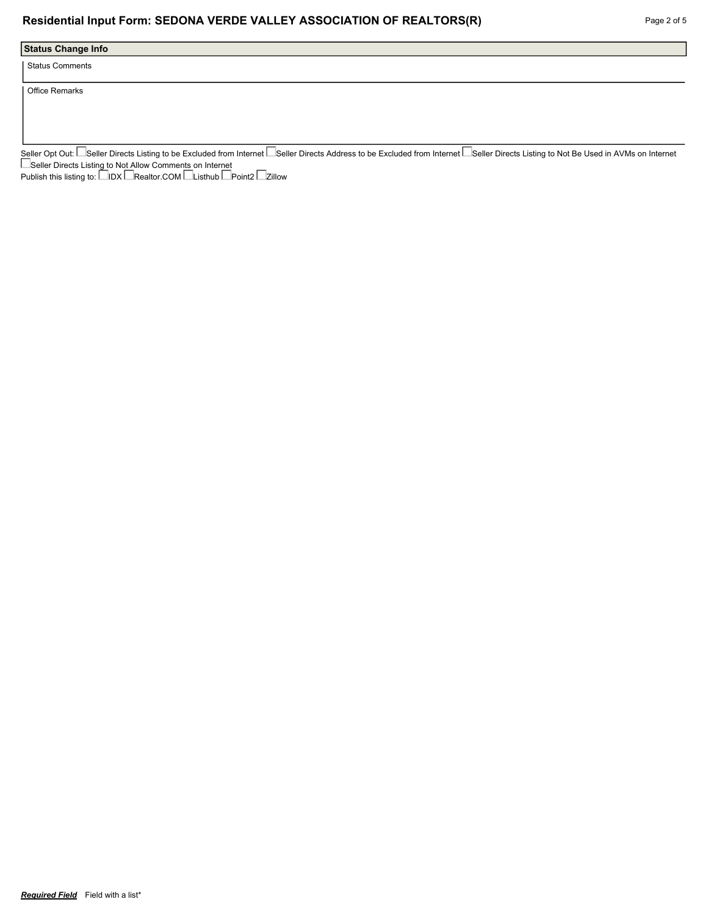## Status Change Info

Status Comments

Office Remarks

Seller Opt Out: ☐ Seller Directs Listing to be Excluded from Internet ☐ Seller Directs Address to be Excluded from Internet ☐ Seller Directs Listing to Not Be Used in AVMs on Internet ☐ Seller Directs Listing to Not Allow Comments on Internet

Publish this listing to: ☐ IDX ☐ Realtor.COM ☐ Listhub ☐ Point2 ☐ Zillow

***Required Field*** Field with a list*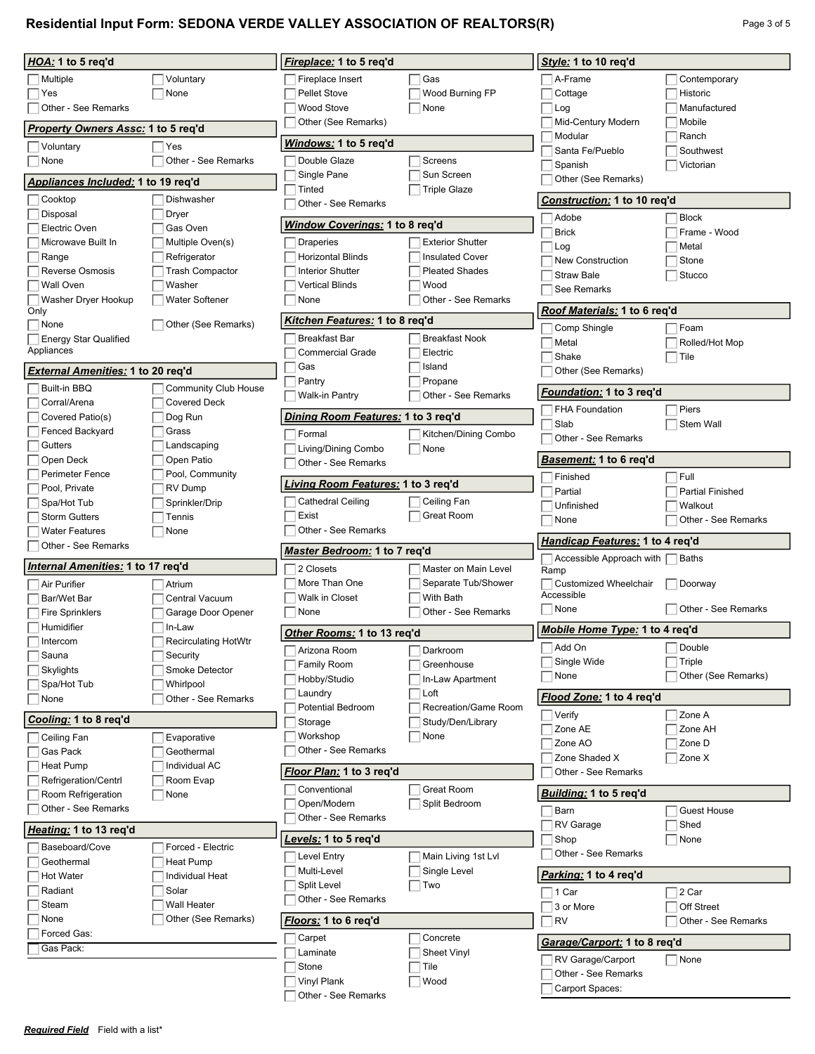# Residential Input Form: SEDONA VERDE VALLEY ASSOCIATION OF REALTORS(R)

**HOA: 1 to 5 req'd**

- [ ] Multiple
- [ ] Voluntary
- [ ] Yes
- [ ] None
- [ ] Other - See Remarks

**Property Owners Assc: 1 to 5 req'd**

- [ ] Voluntary
- [ ] Yes
- [ ] None
- [ ] Other - See Remarks

**Appliances Included: 1 to 19 req'd**

- [ ] Cooktop
- [ ] Dishwasher
- [ ] Disposal
- [ ] Dryer
- [ ] Electric Oven
- [ ] Gas Oven
- [ ] Microwave Built In
- [ ] Multiple Oven(s)
- [ ] Range
- [ ] Refrigerator
- [ ] Reverse Osmosis
- [ ] Trash Compactor
- [ ] Wall Oven
- [ ] Washer
- [ ] Washer Dryer Hookup Only
- [ ] Water Softener
- [ ] None
- [ ] Other (See Remarks)
- [ ] Energy Star Qualified Appliances

**External Amenities: 1 to 20 req'd**

- [ ] Built-in BBQ
- [ ] Community Club House
- [ ] Corral/Arena
- [ ] Covered Deck
- [ ] Covered Patio(s)
- [ ] Dog Run
- [ ] Fenced Backyard
- [ ] Grass
- [ ] Gutters
- [ ] Landscaping
- [ ] Open Deck
- [ ] Open Patio
- [ ] Perimeter Fence
- [ ] Pool, Community
- [ ] Pool, Private
- [ ] RV Dump
- [ ] Spa/Hot Tub
- [ ] Sprinkler/Drip
- [ ] Storm Gutters
- [ ] Tennis
- [ ] Water Features
- [ ] None
- [ ] Other - See Remarks

**Internal Amenities: 1 to 17 req'd**

- [ ] Air Purifier
- [ ] Atrium
- [ ] Bar/Wet Bar
- [ ] Central Vacuum
- [ ] Fire Sprinklers
- [ ] Garage Door Opener
- [ ] Humidifier
- [ ] In-Law
- [ ] Intercom
- [ ] Recirculating HotWtr
- [ ] Sauna
- [ ] Security
- [ ] Skylights
- [ ] Smoke Detector
- [ ] Spa/Hot Tub
- [ ] Whirlpool
- [ ] None
- [ ] Other - See Remarks

**Cooling: 1 to 8 req'd**

- [ ] Ceiling Fan
- [ ] Evaporative
- [ ] Gas Pack
- [ ] Geothermal
- [ ] Heat Pump
- [ ] Individual AC
- [ ] Refrigeration/Centrl
- [ ] Room Evap
- [ ] Room Refrigeration
- [ ] None
- [ ] Other - See Remarks

**Heating: 1 to 13 req'd**

- [ ] Baseboard/Cove
- [ ] Forced - Electric
- [ ] Geothermal
- [ ] Heat Pump
- [ ] Hot Water
- [ ] Individual Heat
- [ ] Radiant
- [ ] Solar
- [ ] Steam
- [ ] Wall Heater
- [ ] None
- [ ] Other (See Remarks)
- [ ] Forced Gas:
- [ ] Gas Pack:

**Fireplace: 1 to 5 req'd**

- [ ] Fireplace Insert
- [ ] Gas
- [ ] Pellet Stove
- [ ] Wood Burning FP
- [ ] Wood Stove
- [ ] None
- [ ] Other (See Remarks)

**Windows: 1 to 5 req'd**

- [ ] Double Glaze
- [ ] Screens
- [ ] Single Pane
- [ ] Sun Screen
- [ ] Tinted
- [ ] Triple Glaze
- [ ] Other - See Remarks

**Window Coverings: 1 to 8 req'd**

- [ ] Draperies
- [ ] Exterior Shutter
- [ ] Horizontal Blinds
- [ ] Insulated Cover
- [ ] Interior Shutter
- [ ] Pleated Shades
- [ ] Vertical Blinds
- [ ] Wood
- [ ] None
- [ ] Other - See Remarks

**Kitchen Features: 1 to 8 req'd**

- [ ] Breakfast Bar
- [ ] Breakfast Nook
- [ ] Commercial Grade
- [ ] Electric
- [ ] Gas
- [ ] Island
- [ ] Pantry
- [ ] Propane
- [ ] Walk-in Pantry
- [ ] Other - See Remarks

**Dining Room Features: 1 to 3 req'd**

- [ ] Formal
- [ ] Kitchen/Dining Combo
- [ ] Living/Dining Combo
- [ ] None
- [ ] Other - See Remarks

**Living Room Features: 1 to 3 req'd**

- [ ] Cathedral Ceiling
- [ ] Ceiling Fan
- [ ] Exist
- [ ] Great Room
- [ ] Other - See Remarks

**Master Bedroom: 1 to 7 req'd**

- [ ] 2 Closets
- [ ] Master on Main Level
- [ ] More Than One
- [ ] Separate Tub/Shower
- [ ] Walk in Closet
- [ ] With Bath
- [ ] None
- [ ] Other - See Remarks

**Other Rooms: 1 to 13 req'd**

- [ ] Arizona Room
- [ ] Darkroom
- [ ] Family Room
- [ ] Greenhouse
- [ ] Hobby/Studio
- [ ] In-Law Apartment
- [ ] Laundry
- [ ] Loft
- [ ] Potential Bedroom
- [ ] Recreation/Game Room
- [ ] Storage
- [ ] Study/Den/Library
- [ ] Workshop
- [ ] None
- [ ] Other - See Remarks

**Floor Plan: 1 to 3 req'd**

- [ ] Conventional
- [ ] Great Room
- [ ] Open/Modern
- [ ] Split Bedroom
- [ ] Other - See Remarks

**Levels: 1 to 5 req'd**

- [ ] Level Entry
- [ ] Main Living 1st Lvl
- [ ] Multi-Level
- [ ] Single Level
- [ ] Split Level
- [ ] Two
- [ ] Other - See Remarks

**Floors: 1 to 6 req'd**

- [ ] Carpet
- [ ] Concrete
- [ ] Laminate
- [ ] Sheet Vinyl
- [ ] Stone
- [ ] Tile
- [ ] Vinyl Plank
- [ ] Wood
- [ ] Other - See Remarks

**Style: 1 to 10 req'd**

- [ ] A-Frame
- [ ] Contemporary
- [ ] Cottage
- [ ] Historic
- [ ] Log
- [ ] Manufactured
- [ ] Mid-Century Modern
- [ ] Mobile
- [ ] Modular
- [ ] Ranch
- [ ] Santa Fe/Pueblo
- [ ] Southwest
- [ ] Spanish
- [ ] Victorian
- [ ] Other (See Remarks)

**Construction: 1 to 10 req'd**

- [ ] Adobe
- [ ] Block
- [ ] Brick
- [ ] Frame - Wood
- [ ] Log
- [ ] Metal
- [ ] New Construction
- [ ] Stone
- [ ] Straw Bale
- [ ] Stucco
- [ ] See Remarks

**Roof Materials: 1 to 6 req'd**

- [ ] Comp Shingle
- [ ] Foam
- [ ] Metal
- [ ] Rolled/Hot Mop
- [ ] Shake
- [ ] Tile
- [ ] Other (See Remarks)

**Foundation: 1 to 3 req'd**

- [ ] FHA Foundation
- [ ] Piers
- [ ] Slab
- [ ] Stem Wall
- [ ] Other - See Remarks

**Basement: 1 to 6 req'd**

- [ ] Finished
- [ ] Full
- [ ] Partial
- [ ] Partial Finished
- [ ] Unfinished
- [ ] Walkout
- [ ] None
- [ ] Other - See Remarks

**Handicap Features: 1 to 4 req'd**

- [ ] Accessible Approach with Ramp
- [ ] Baths
- [ ] Customized Wheelchair Accessible
- [ ] Doorway
- [ ] None
- [ ] Other - See Remarks

**Mobile Home Type: 1 to 4 req'd**

- [ ] Add On
- [ ] Double
- [ ] Single Wide
- [ ] Triple
- [ ] None
- [ ] Other (See Remarks)

**Flood Zone: 1 to 4 req'd**

- [ ] Verify
- [ ] Zone A
- [ ] Zone AE
- [ ] Zone AH
- [ ] Zone AO
- [ ] Zone D
- [ ] Zone Shaded X
- [ ] Zone X
- [ ] Other - See Remarks

**Building: 1 to 5 req'd**

- [ ] Barn
- [ ] Guest House
- [ ] RV Garage
- [ ] Shed
- [ ] Shop
- [ ] None
- [ ] Other - See Remarks

**Parking: 1 to 4 req'd**

- [ ] 1 Car
- [ ] 2 Car
- [ ] 3 or More
- [ ] Off Street
- [ ] RV
- [ ] Other - See Remarks

**Garage/Carport: 1 to 8 req'd**

- [ ] RV Garage/Carport
- [ ] None
- [ ] Other - See Remarks
- [ ] Carport Spaces:

***Required Field*** Field with a list*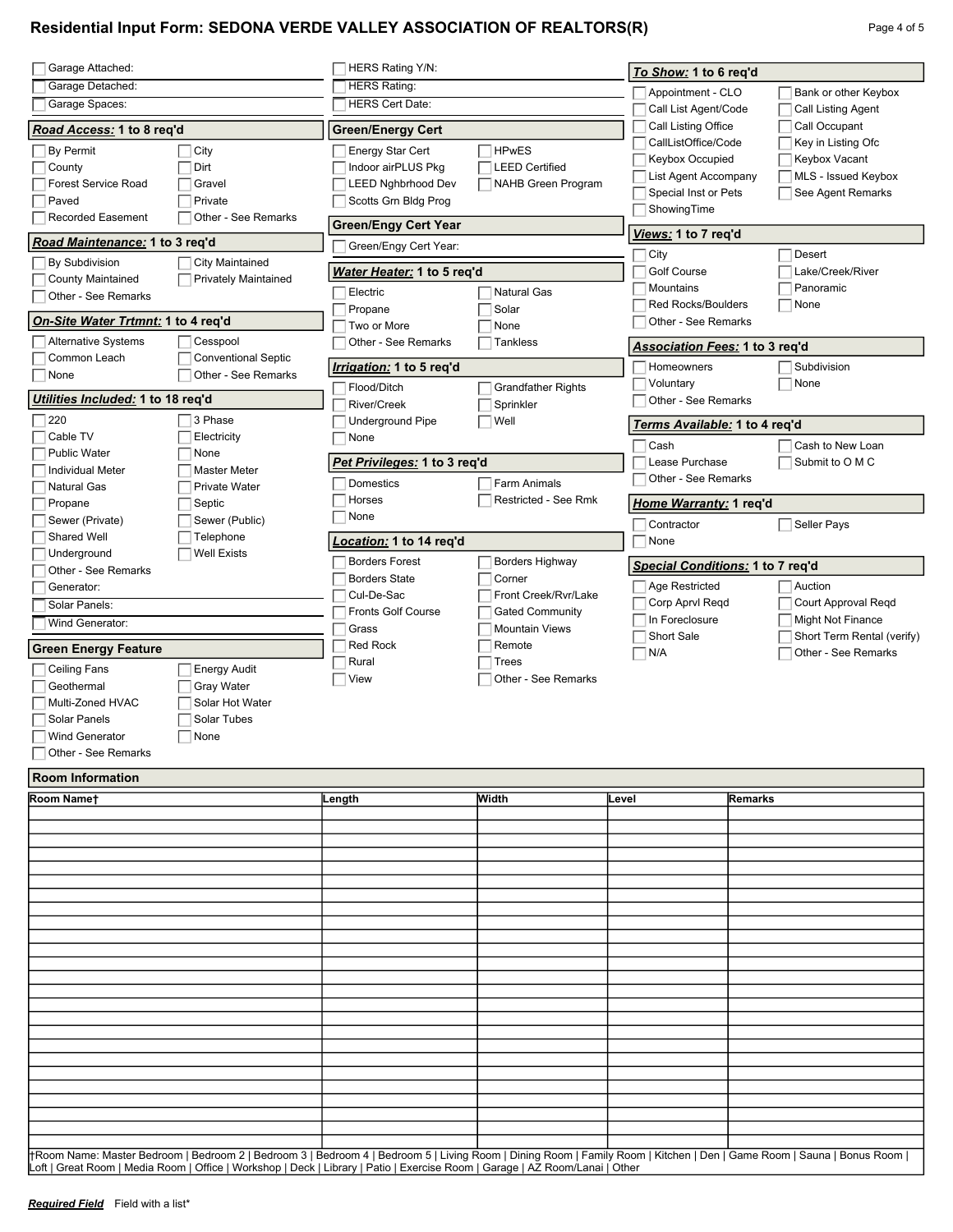# Residential Input Form: SEDONA VERDE VALLEY ASSOCIATION OF REALTORS(R)

- [ ] Garage Attached:
- [ ] Garage Detached:
- [ ] Garage Spaces:

### ***Road Access:*** 1 to 8 req'd

- [ ] By Permit
- [ ] City
- [ ] County
- [ ] Dirt
- [ ] Forest Service Road
- [ ] Gravel
- [ ] Paved
- [ ] Private
- [ ] Recorded Easement
- [ ] Other - See Remarks

### ***Road Maintenance:*** 1 to 3 req'd

- [ ] By Subdivision
- [ ] City Maintained
- [ ] County Maintained
- [ ] Privately Maintained
- [ ] Other - See Remarks

### ***On-Site Water Trtmnt:*** 1 to 4 req'd

- [ ] Alternative Systems
- [ ] Cesspool
- [ ] Common Leach
- [ ] Conventional Septic
- [ ] None
- [ ] Other - See Remarks

### ***Utilities Included:*** 1 to 18 req'd

- [ ] 220
- [ ] 3 Phase
- [ ] Cable TV
- [ ] Electricity
- [ ] Public Water
- [ ] None
- [ ] Individual Meter
- [ ] Master Meter
- [ ] Natural Gas
- [ ] Private Water
- [ ] Propane
- [ ] Septic
- [ ] Sewer (Private)
- [ ] Sewer (Public)
- [ ] Shared Well
- [ ] Telephone
- [ ] Underground
- [ ] Well Exists
- [ ] Other - See Remarks
- [ ] Generator:
- [ ] Solar Panels:
- [ ] Wind Generator:

### Green Energy Feature

- [ ] Ceiling Fans
- [ ] Energy Audit
- [ ] Geothermal
- [ ] Gray Water
- [ ] Multi-Zoned HVAC
- [ ] Solar Hot Water
- [ ] Solar Panels
- [ ] Solar Tubes
- [ ] Wind Generator
- [ ] None
- [ ] Other - See Remarks

---

- [ ] HERS Rating Y/N:
- [ ] HERS Rating:
- [ ] HERS Cert Date:

### Green/Energy Cert

- [ ] Energy Star Cert
- [ ] HPwES
- [ ] Indoor airPLUS Pkg
- [ ] LEED Certified
- [ ] LEED Nghbrhood Dev
- [ ] NAHB Green Program
- [ ] Scotts Grn Bldg Prog

### Green/Engy Cert Year

- [ ] Green/Engy Cert Year:

### ***Water Heater:*** 1 to 5 req'd

- [ ] Electric
- [ ] Natural Gas
- [ ] Propane
- [ ] Solar
- [ ] Two or More
- [ ] None
- [ ] Other - See Remarks
- [ ] Tankless

### ***Irrigation:*** 1 to 5 req'd

- [ ] Flood/Ditch
- [ ] Grandfather Rights
- [ ] River/Creek
- [ ] Sprinkler
- [ ] Underground Pipe
- [ ] Well
- [ ] None

### ***Pet Privileges:*** 1 to 3 req'd

- [ ] Domestics
- [ ] Farm Animals
- [ ] Horses
- [ ] Restricted - See Rmk
- [ ] None

### ***Location:*** 1 to 14 req'd

- [ ] Borders Forest
- [ ] Borders Highway
- [ ] Borders State
- [ ] Corner
- [ ] Cul-De-Sac
- [ ] Front Creek/Rvr/Lake
- [ ] Fronts Golf Course
- [ ] Gated Community
- [ ] Grass
- [ ] Mountain Views
- [ ] Red Rock
- [ ] Remote
- [ ] Rural
- [ ] Trees
- [ ] View
- [ ] Other - See Remarks

---

### ***To Show:*** 1 to 6 req'd

- [ ] Appointment - CLO
- [ ] Bank or other Keybox
- [ ] Call List Agent/Code
- [ ] Call Listing Agent
- [ ] Call Listing Office
- [ ] Call Occupant
- [ ] CallListOffice/Code
- [ ] Key in Listing Ofc
- [ ] Keybox Occupied
- [ ] Keybox Vacant
- [ ] List Agent Accompany
- [ ] MLS - Issued Keybox
- [ ] Special Inst or Pets
- [ ] See Agent Remarks
- [ ] ShowingTime

### ***Views:*** 1 to 7 req'd

- [ ] City
- [ ] Desert
- [ ] Golf Course
- [ ] Lake/Creek/River
- [ ] Mountains
- [ ] Panoramic
- [ ] Red Rocks/Boulders
- [ ] None
- [ ] Other - See Remarks

### ***Association Fees:*** 1 to 3 req'd

- [ ] Homeowners
- [ ] Subdivision
- [ ] Voluntary
- [ ] None
- [ ] Other - See Remarks

### ***Terms Available:*** 1 to 4 req'd

- [ ] Cash
- [ ] Cash to New Loan
- [ ] Lease Purchase
- [ ] Submit to O M C
- [ ] Other - See Remarks

### ***Home Warranty:*** 1 req'd

- [ ] Contractor
- [ ] Seller Pays
- [ ] None

### ***Special Conditions:*** 1 to 7 req'd

- [ ] Age Restricted
- [ ] Auction
- [ ] Corp Aprvl Reqd
- [ ] Court Approval Reqd
- [ ] In Foreclosure
- [ ] Might Not Finance
- [ ] Short Sale
- [ ] Short Term Rental (verify)
- [ ] N/A
- [ ] Other - See Remarks

### Room Information

| Room Name† | Length | Width | Level | Remarks |
|---|---|---|---|---|
| | | | | |
| | | | | |
| | | | | |
| | | | | |
| | | | | |
| | | | | |
| | | | | |
| | | | | |
| | | | | |
| | | | | |
| | | | | |
| | | | | |
| | | | | |
| | | | | |
| | | | | |
| | | | | |
| | | | | |
| | | | | |
| | | | | |
| | | | | |
| | | | | |
| | | | | |
| | | | | |
| | | | | |
| | | | | |

†Room Name: Master Bedroom | Bedroom 2 | Bedroom 3 | Bedroom 4 | Bedroom 5 | Living Room | Dining Room | Family Room | Kitchen | Den | Game Room | Sauna | Bonus Room | Loft | Great Room | Media Room | Office | Workshop | Deck | Library | Patio | Exercise Room | Garage | AZ Room/Lanai | Other

***Required Field*** Field with a list*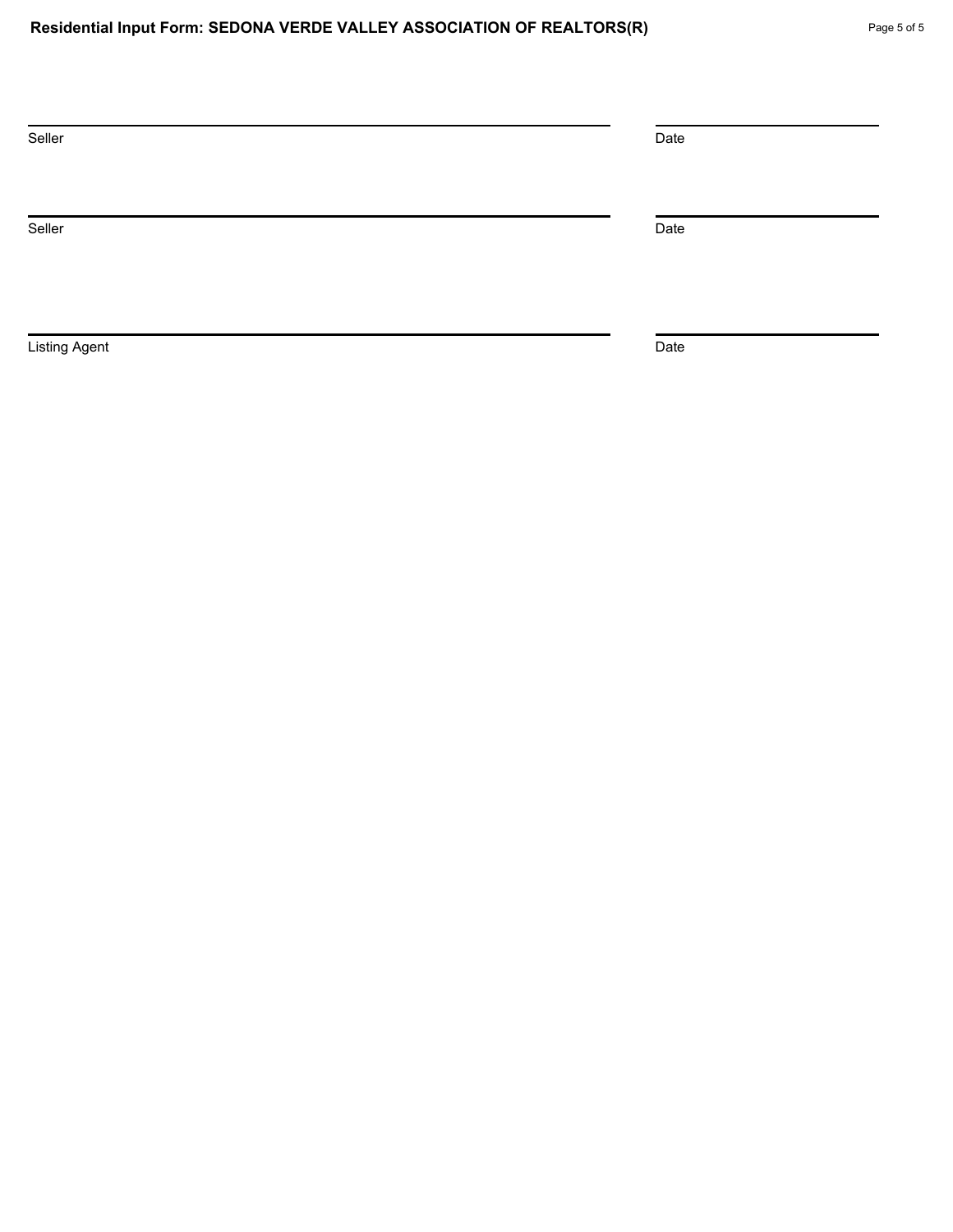| | |
|---|---|
| Seller | Date |
| Seller | Date |
| Listing Agent | Date |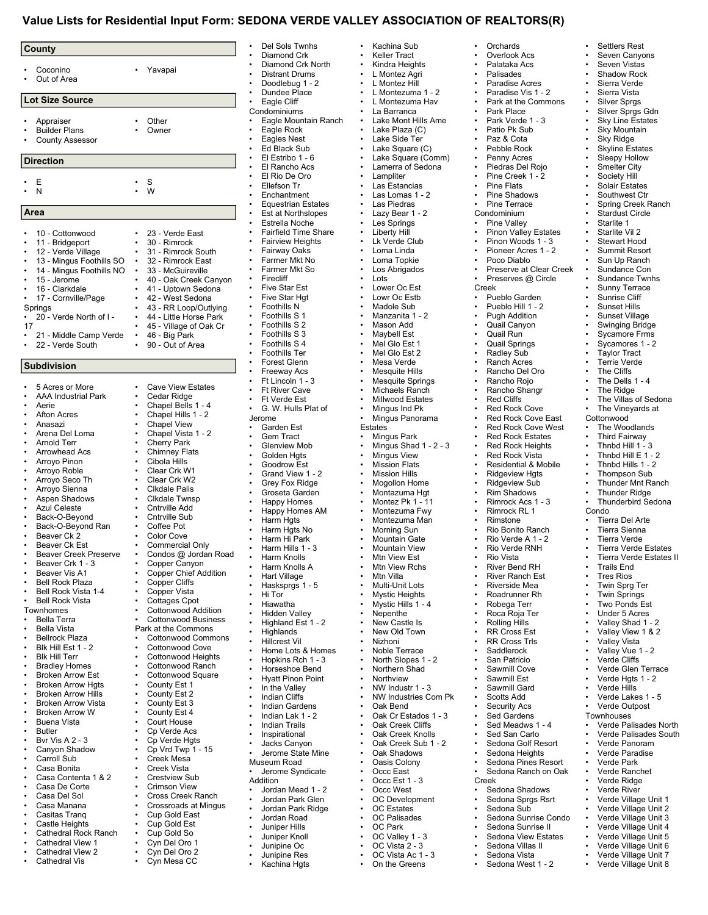# Value Lists for Residential Input Form: SEDONA VERDE VALLEY ASSOCIATION OF REALTORS(R)

## County

- Coconino
- Out of Area
- Yavapai

## Lot Size Source

- Appraiser
- Builder Plans
- County Assessor
- Other
- Owner

## Direction

- E
- N
- S
- W

## Area

- 10 - Cottonwood
- 11 - Bridgeport
- 12 - Verde Village
- 13 - Mingus Foothills SO
- 14 - Mingus Foothills NO
- 15 - Jerome
- 16 - Clarkdale
- 17 - Cornville/Page Springs
- 20 - Verde North of I - 17
- 21 - Middle Camp Verde
- 22 - Verde South
- 23 - Verde East
- 30 - Rimrock
- 31 - Rimrock South
- 32 - Rimrock East
- 33 - McGuireville
- 40 - Oak Creek Canyon
- 41 - Uptown Sedona
- 42 - West Sedona
- 43 - RR Loop/Outlying
- 44 - Little Horse Park
- 45 - Village of Oak Cr
- 46 - Big Park
- 90 - Out of Area

## Subdivision

- 5 Acres or More
- AAA Industrial Park
- Aerie
- Afton Acres
- Anasazi
- Arena Del Loma
- Arnold Terr
- Arrowhead Acs
- Arroyo Pinon
- Arroyo Roble
- Arroyo Seco Th
- Arroyo Sienna
- Aspen Shadows
- Azul Celeste
- Back-O-Beyond
- Back-O-Beyond Ran
- Beaver Ck 2
- Beaver Ck Est
- Beaver Creek Preserve
- Beaver Crk 1 - 3
- Beaver Vis A1
- Bell Rock Plaza
- Bell Rock Vista 1-4
- Bell Rock Vista Townhomes
- Bella Terra
- Bella Vista
- Bellrock Plaza
- Blk Hill Est 1 - 2
- Blk Hill Terr
- Bradley Homes
- Broken Arrow Est
- Broken Arrow Hgts
- Broken Arrow Hills
- Broken Arrow Vista
- Broken Arrow W
- Buena Vista
- Butler
- Bvr Vis A 2 - 3
- Canyon Shadow
- Carroll Sub
- Casa Bonita
- Casa Contenta 1 & 2
- Casa De Corte
- Casa Del Sol
- Casa Manana
- Casitas Tranq
- Castle Heights
- Cathedral Rock Ranch
- Cathedral View 1
- Cathedral View 2
- Cathedral Vis
- Cave View Estates
- Cedar Ridge
- Chapel Bells 1 - 4
- Chapel Hills 1 - 2
- Chapel View
- Chapel Vista 1 - 2
- Cherry Park
- Chimney Flats
- Cibola Hills
- Clear Crk W1
- Clear Crk W2
- Clkdale Palis
- Clkdale Twnsp
- Cntrville Add
- Cntrville Sub
- Coffee Pot
- Color Cove
- Commercial Only
- Condos @ Jordan Road
- Copper Canyon
- Copper Chief Addition
- Copper Cliffs
- Copper Vista
- Cottages Cpot
- Cottonwood Addition
- Cottonwood Business Park at the Commons
- Cottonwood Commons
- Cottonwood Cove
- Cottonwood Heights
- Cottonwood Ranch
- Cottonwood Square
- County Est 1
- County Est 2
- County Est 3
- County Est 4
- Court House
- Cp Verde Acs
- Cp Verde Hgts
- Cp Vrd Twp 1 - 15
- Creek Mesa
- Creek Vista
- Crestview Sub
- Crimson View
- Cross Creek Ranch
- Crossroads at Mingus
- Cup Gold East
- Cup Gold Est
- Cup Gold So
- Cyn Del Oro 1
- Cyn Del Oro 2
- Cyn Mesa CC
- Del Sols Twnhs
- Diamond Crk
- Diamond Crk North
- Distrant Drums
- Doodlebug 1 - 2
- Dundee Place
- Eagle Cliff Condominiums
- Eagle Mountain Ranch
- Eagle Rock
- Eagles Nest
- Ed Black Sub
- El Estribo 1 - 6
- El Rancho Acs
- El Rio De Oro
- Ellefson Tr
- Enchantment
- Equestrian Estates
- Est at Northslopes
- Estrella Noche
- Fairfield Time Share
- Fairview Heights
- Fairway Oaks
- Farmer Mkt No
- Farmer Mkt So
- Firecliff
- Five Star Est
- Five Star Hgt
- Foothills N
- Foothills S 1
- Foothills S 2
- Foothills S 3
- Foothills S 4
- Foothills Ter
- Forest Glenn
- Freeway Acs
- Ft Lincoln 1 - 3
- Ft River Cave
- Ft Verde Est
- G. W. Hulls Plat of Jerome
- Garden Est
- Gem Tract
- Glenview Mob
- Golden Hgts
- Goodrow Est
- Grand View 1 - 2
- Grey Fox Ridge
- Groseta Garden
- Happy Homes
- Happy Homes AM
- Harm Hgts
- Harm Hgts No
- Harm Hi Park
- Harm Hills 1 - 3
- Harm Knolls
- Harm Knolls A
- Hart Village
- Haskprgs 1 - 5
- Hi Tor
- Hiawatha
- Hidden Valley
- Highland Est 1 - 2
- Highlands
- Hillcrest Vil
- Home Lots & Homes
- Hopkins Rch 1 - 3
- Horseshoe Bend
- Hyatt Pinon Point
- In the Valley
- Indian Cliffs
- Indian Gardens
- Indian Lak 1 - 2
- Indian Trails
- Inspirational
- Jacks Canyon
- Jerome State Mine Museum Road
- Jerome Syndicate Addition
- Jordan Mead 1 - 2
- Jordan Park Glen
- Jordan Park Ridge
- Jordan Road
- Juniper Hills
- Juniper Knoll
- Junipine Oc
- Junipine Res
- Kachina Hgts
- Kachina Sub
- Keller Tract
- Kindra Heights
- L Montez Agri
- L Montez Hill
- L Montezuma 1 - 2
- L Montezuma Hav
- La Barranca
- Lake Mont Hills Ame
- Lake Plaza (C)
- Lake Side Ter
- Lake Square (C)
- Lake Square (Comm)
- Lamerra of Sedona
- Lampliter
- Las Estancias
- Las Lomas 1 - 2
- Las Piedras
- Lazy Bear 1 - 2
- Les Springs
- Liberty Hill
- Lk Verde Club
- Loma Linda
- Loma Topkie
- Los Abrigados
- Lots
- Lower Oc Est
- Lowr Oc Estb
- Madole Sub
- Manzanita 1 - 2
- Mason Add
- Maybell Est
- Mel Glo Est 1
- Mel Glo Est 2
- Mesa Verde
- Mesquite Hills
- Mesquite Springs
- Michaels Ranch
- Millwood Estates
- Mingus Ind Pk
- Mingus Panorama Estates
- Mingus Park
- Mingus Shad 1 - 2 - 3
- Mingus View
- Mission Flats
- Mission Hills
- Mogollon Home
- Montazuma Hgt
- Montez Pk 1 - 11
- Montezuma Fwy
- Montezuma Man
- Morning Sun
- Mountain Gate
- Mountain View
- Mtn View Est
- Mtn View Rchs
- Mtn Villa
- Multi-Unit Lots
- Mystic Heights
- Mystic Hills 1 - 4
- Nepenthe
- New Castle Is
- New Old Town
- Nizhoni
- Noble Terrace
- North Slopes 1 - 2
- Northern Shad
- Northview
- NW Industr 1 - 3
- NW Industries Com Pk
- Oak Bend
- Oak Cr Estados 1 - 3
- Oak Creek Cliffs
- Oak Creek Knolls
- Oak Creek Sub 1 - 2
- Oak Shadows
- Oasis Colony
- Occc East
- Occc Est 1 - 3
- Occc West
- OC Development
- OC Estates
- OC Palisades
- OC Park
- OC Valley 1 - 3
- OC Vista 2 - 3
- OC Vista Ac 1 - 3
- On the Greens
- Orchards
- Overlook Acs
- Palataka Acs
- Palisades
- Paradise Acres
- Paradise Vis 1 - 2
- Park at the Commons
- Park Place
- Park Verde 1 - 3
- Patio Pk Sub
- Paz & Cota
- Pebble Rock
- Penny Acres
- Piedras Del Rojo
- Pine Creek 1 - 2
- Pine Flats
- Pine Shadows
- Pine Terrace Condominium
- Pine Valley
- Pinon Valley Estates
- Pinon Woods 1 - 3
- Pioneer Acres 1 - 2
- Poco Diablo
- Preserve at Clear Creek
- Preserves @ Circle Creek
- Pueblo Garden
- Pueblo Hill 1 - 2
- Pugh Addition
- Quail Canyon
- Quail Run
- Quail Springs
- Radley Sub
- Ranch Acres
- Rancho Del Oro
- Rancho Rojo
- Rancho Shangr
- Red Cliffs
- Red Rock Cove
- Red Rock Cove East
- Red Rock Cove West
- Red Rock Estates
- Red Rock Heights
- Red Rock Vista
- Residential & Mobile
- Ridgeview Hgts
- Ridgeview Sub
- Rim Shadows
- Rimrock Acs 1 - 3
- Rimrock RL 1
- Rimstone
- Rio Bonito Ranch
- Rio Verde A 1 - 2
- Rio Verde RNH
- Rio Vista
- River Bend RH
- River Ranch Est
- Riverside Mea
- Roadrunner Rh
- Robega Terr
- Roca Roja Ter
- Rolling Hills
- RR Cross Est
- RR Cross Trls
- Saddlerock
- San Patricio
- Sawmill Cove
- Sawmill Est
- Sawmill Gard
- Scotts Add
- Security Acs
- Sed Gardens
- Sed Meadws 1 - 4
- Sed San Carlo
- Sedona Golf Resort
- Sedona Heights
- Sedona Pines Resort
- Sedona Ranch on Oak Creek
- Sedona Shadows
- Sedona Sprgs Rsrt
- Sedona Sub
- Sedona Sunrise Condo
- Sedona Sunrise II
- Sedona View Estates
- Sedona Villas II
- Sedona Vista
- Sedona West 1 - 2
- Settlers Rest
- Seven Canyons
- Seven Vistas
- Shadow Rock
- Sierra Verde
- Sierra Vista
- Silver Sprgs
- Silver Sprgs Gdn
- Sky Line Estates
- Sky Mountain
- Sky Ridge
- Skyline Estates
- Sleepy Hollow
- Smelter City
- Society Hill
- Solair Estates
- Southwest Ctr
- Spring Creek Ranch
- Stardust Circle
- Starlite 1
- Starlite Vil 2
- Stewart Hood
- Summit Resort
- Sun Up Ranch
- Sundance Con
- Sundance Twnhs
- Sunny Terrace
- Sunrise Cliff
- Sunset Hills
- Sunset Village
- Swinging Bridge
- Sycamore Frms
- Sycamores 1 - 2
- Taylor Tract
- Terrie Verde
- The Cliffs
- The Dells 1 - 4
- The Ridge
- The Villas of Sedona
- The Vineyards at Cottonwood
- The Woodlands
- Third Fairway
- Thnbd Hill 1 - 3
- Thnbd Hill E 1 - 2
- Thnbd Hills 1 - 2
- Thompson Sub
- Thunder Mnt Ranch
- Thunder Ridge
- Thunderbird Sedona Condo
- Tierra Del Arte
- Tierra Sienna
- Tierra Verde
- Tierra Verde Estates
- Tierra Verde Estates II
- Trails End
- Tres Rios
- Twin Sprg Ter
- Twin Springs
- Two Ponds Est
- Under 5 Acres
- Valley Shad 1 - 2
- Valley View 1 & 2
- Valley Vista
- Valley Vue 1 - 2
- Verde Cliffs
- Verde Glen Terrace
- Verde Hgts 1 - 2
- Verde Hills
- Verde Lakes 1 - 5
- Verde Outpost Townhouses
- Verde Palisades North
- Verde Palisades South
- Verde Panoram
- Verde Paradise
- Verde Park
- Verde Ranchet
- Verde Ridge
- Verde River
- Verde Village Unit 1
- Verde Village Unit 2
- Verde Village Unit 3
- Verde Village Unit 4
- Verde Village Unit 5
- Verde Village Unit 6
- Verde Village Unit 7
- Verde Village Unit 8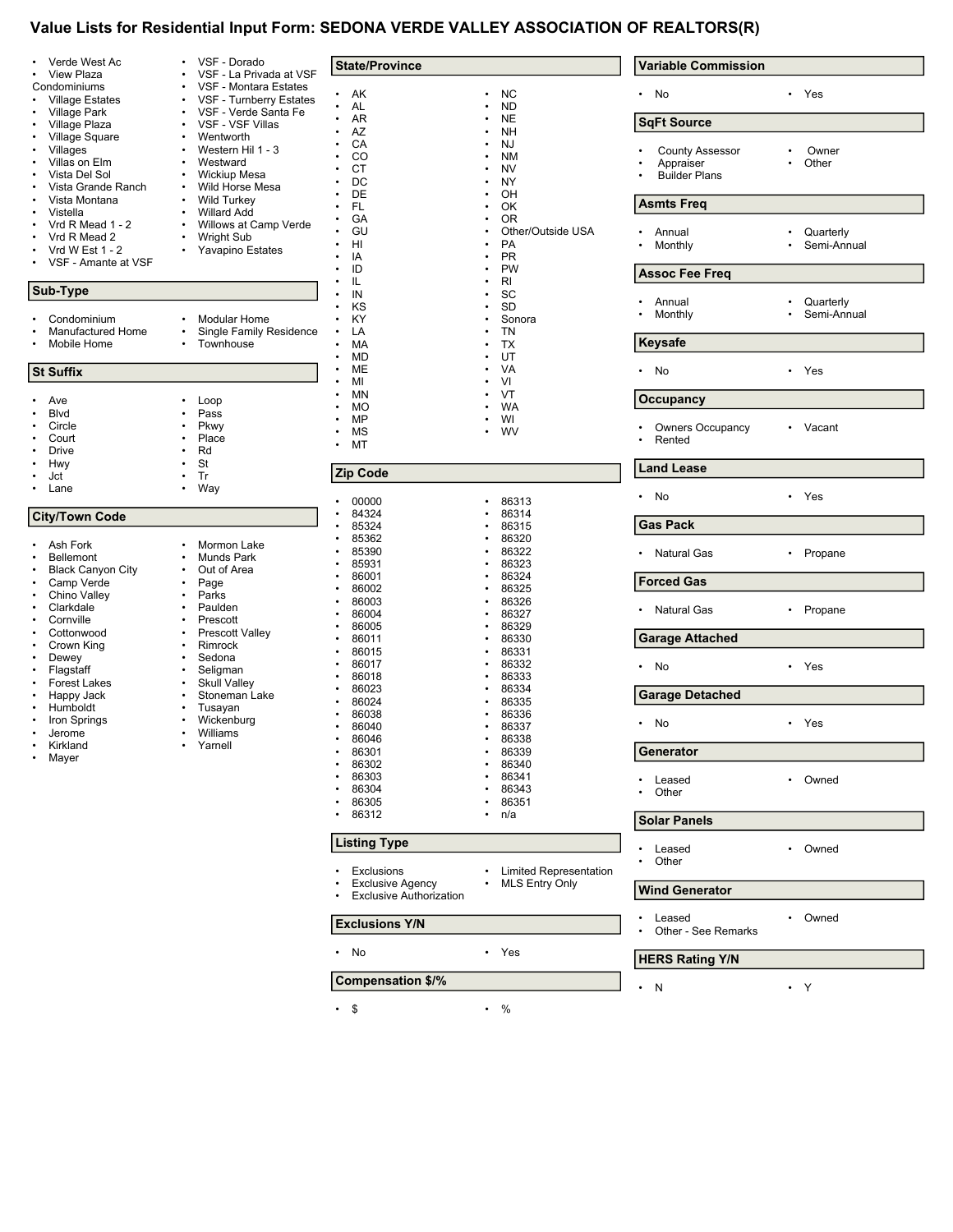# Value Lists for Residential Input Form: SEDONA VERDE VALLEY ASSOCIATION OF REALTORS(R)

- Verde West Ac
- View Plaza Condominiums
- Village Estates
- Village Park
- Village Plaza
- Village Square
- Villages
- Villas on Elm
- Vista Del Sol
- Vista Grande Ranch
- Vista Montana
- Vistella
- Vrd R Mead 1 - 2
- Vrd R Mead 2
- Vrd W Est 1 - 2
- VSF - Amante at VSF
- VSF - Dorado
- VSF - La Privada at VSF
- VSF - Montara Estates
- VSF - Turnberry Estates
- VSF - Verde Santa Fe
- VSF - VSF Villas
- Wentworth
- Western Hil 1 - 3
- Westward
- Wickiup Mesa
- Wild Horse Mesa
- Wild Turkey
- Willard Add
- Willows at Camp Verde
- Wright Sub
- Yavapino Estates

## Sub-Type

- Condominium
- Manufactured Home
- Mobile Home
- Modular Home
- Single Family Residence
- Townhouse

## St Suffix

- Ave
- Blvd
- Circle
- Court
- Drive
- Hwy
- Jct
- Lane
- Loop
- Pass
- Pkwy
- Place
- Rd
- St
- Tr
- Way

## City/Town Code

- Ash Fork
- Bellemont
- Black Canyon City
- Camp Verde
- Chino Valley
- Clarkdale
- Cornville
- Cottonwood
- Crown King
- Dewey
- Flagstaff
- Forest Lakes
- Happy Jack
- Humboldt
- Iron Springs
- Jerome
- Kirkland
- Mayer
- Mormon Lake
- Munds Park
- Out of Area
- Page
- Parks
- Paulden
- Prescott
- Prescott Valley
- Rimrock
- Sedona
- Seligman
- Skull Valley
- Stoneman Lake
- Tusayan
- Wickenburg
- Williams
- Yarnell

## State/Province

- AK
- AL
- AR
- AZ
- CA
- CO
- CT
- DC
- DE
- FL
- GA
- GU
- HI
- IA
- ID
- IL
- IN
- KS
- KY
- LA
- MA
- MD
- ME
- MI
- MN
- MO
- MP
- MS
- MT
- NC
- ND
- NE
- NH
- NJ
- NM
- NV
- NY
- OH
- OK
- OR
- Other/Outside USA
- PA
- PR
- PW
- RI
- SC
- SD
- Sonora
- TN
- TX
- UT
- VA
- VI
- VT
- WA
- WI
- WV

## Zip Code

- 00000
- 84324
- 85324
- 85362
- 85390
- 85931
- 86001
- 86002
- 86003
- 86004
- 86005
- 86011
- 86015
- 86017
- 86018
- 86023
- 86024
- 86038
- 86040
- 86046
- 86301
- 86302
- 86303
- 86304
- 86305
- 86312
- 86313
- 86314
- 86315
- 86320
- 86322
- 86323
- 86324
- 86325
- 86326
- 86327
- 86329
- 86330
- 86331
- 86332
- 86333
- 86334
- 86335
- 86336
- 86337
- 86338
- 86339
- 86340
- 86341
- 86343
- 86351
- n/a

## Listing Type

- Exclusions
- Exclusive Agency
- Exclusive Authorization
- Limited Representation
- MLS Entry Only

## Exclusions Y/N

- No
- Yes

## Compensation $/%

- $
- %

## Variable Commission

- No
- Yes

## SqFt Source

- County Assessor
- Appraiser
- Builder Plans
- Owner
- Other

## Asmts Freq

- Annual
- Monthly
- Quarterly
- Semi-Annual

## Assoc Fee Freq

- Annual
- Monthly
- Quarterly
- Semi-Annual

## Keysafe

- No
- Yes

## Occupancy

- Owners Occupancy
- Rented
- Vacant

## Land Lease

- No
- Yes

## Gas Pack

- Natural Gas
- Propane

## Forced Gas

- Natural Gas
- Propane

## Garage Attached

- No
- Yes

## Garage Detached

- No
- Yes

## Generator

- Leased
- Other
- Owned

## Solar Panels

- Leased
- Other
- Owned

## Wind Generator

- Leased
- Other - See Remarks
- Owned

## HERS Rating Y/N

- N
- Y